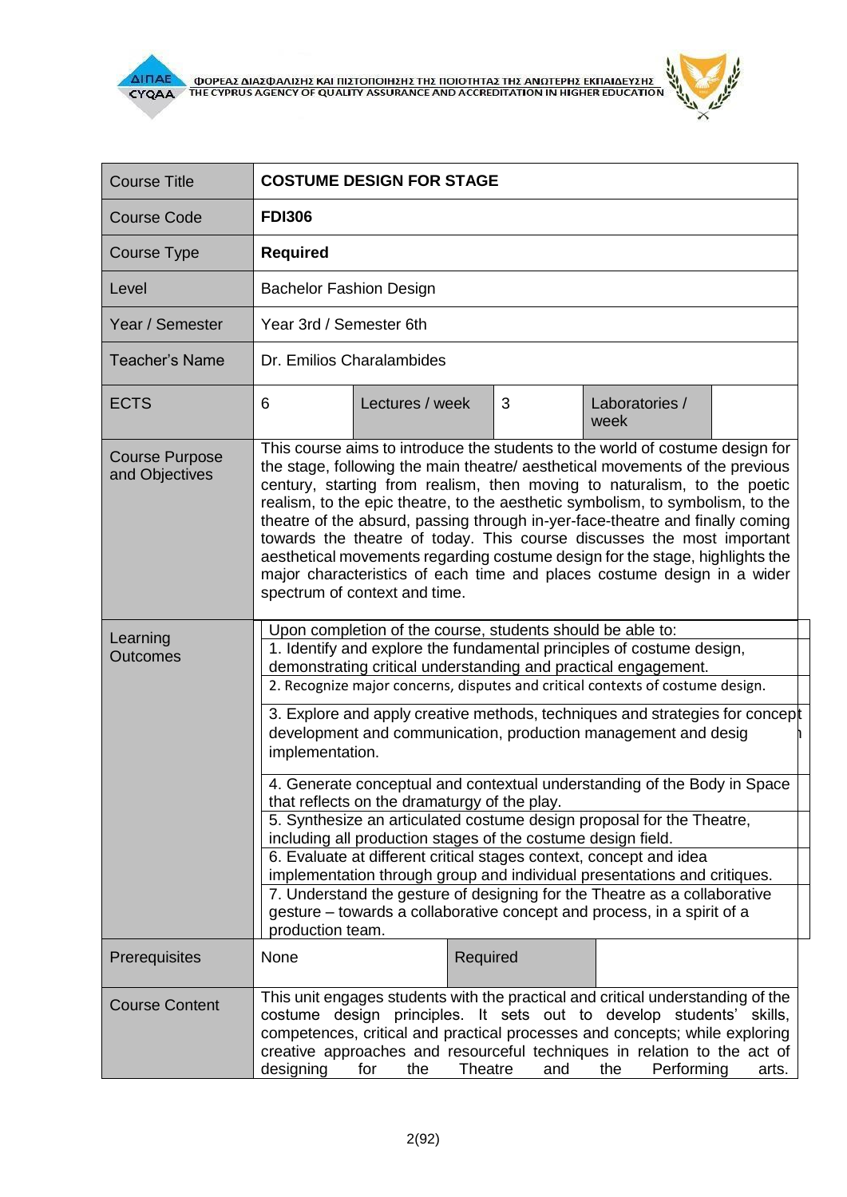| Course Title | **COSTUME DESIGN FOR STAGE** | | | | |
|---|---|---|---|---|---|
| Course Code | **FDI306** | | | | |
| Course Type | **Required** | | | | |
| Level | Bachelor Fashion Design | | | | |
| Year / Semester | Year 3rd / Semester 6th | | | | |
| Teacher's Name | Dr. Emilios Charalambides | | | | |
| ECTS | 6 | Lectures / week | 3 | Laboratories / week | |
| Course Purpose and Objectives | This course aims to introduce the students to the world of costume design for the stage, following the main theatre/ aesthetical movements of the previous century, starting from realism, then moving to naturalism, to the poetic realism, to the epic theatre, to the aesthetic symbolism, to symbolism, to the theatre of the absurd, passing through in-yer-face-theatre and finally coming towards the theatre of today. This course discusses the most important aesthetical movements regarding costume design for the stage, highlights the major characteristics of each time and places costume design in a wider spectrum of context and time. | | | | |
| Learning Outcomes | Upon completion of the course, students should be able to:<br>1. Identify and explore the fundamental principles of costume design, demonstrating critical understanding and practical engagement.<br>2. Recognize major concerns, disputes and critical contexts of costume design.<br>3. Explore and apply creative methods, techniques and strategies for concept development and communication, production management and design implementation.<br>4. Generate conceptual and contextual understanding of the Body in Space that reflects on the dramaturgy of the play.<br>5. Synthesize an articulated costume design proposal for the Theatre, including all production stages of the costume design field.<br>6. Evaluate at different critical stages context, concept and idea implementation through group and individual presentations and critiques.<br>7. Understand the gesture of designing for the Theatre as a collaborative gesture – towards a collaborative concept and process, in a spirit of a production team. | | | | |
| Prerequisites | None | | Required | | |
| Course Content | This unit engages students with the practical and critical understanding of the costume design principles. It sets out to develop students' skills, competences, critical and practical processes and concepts; while exploring creative approaches and resourceful techniques in relation to the act of designing for the Theatre and the Performing arts. | | | | |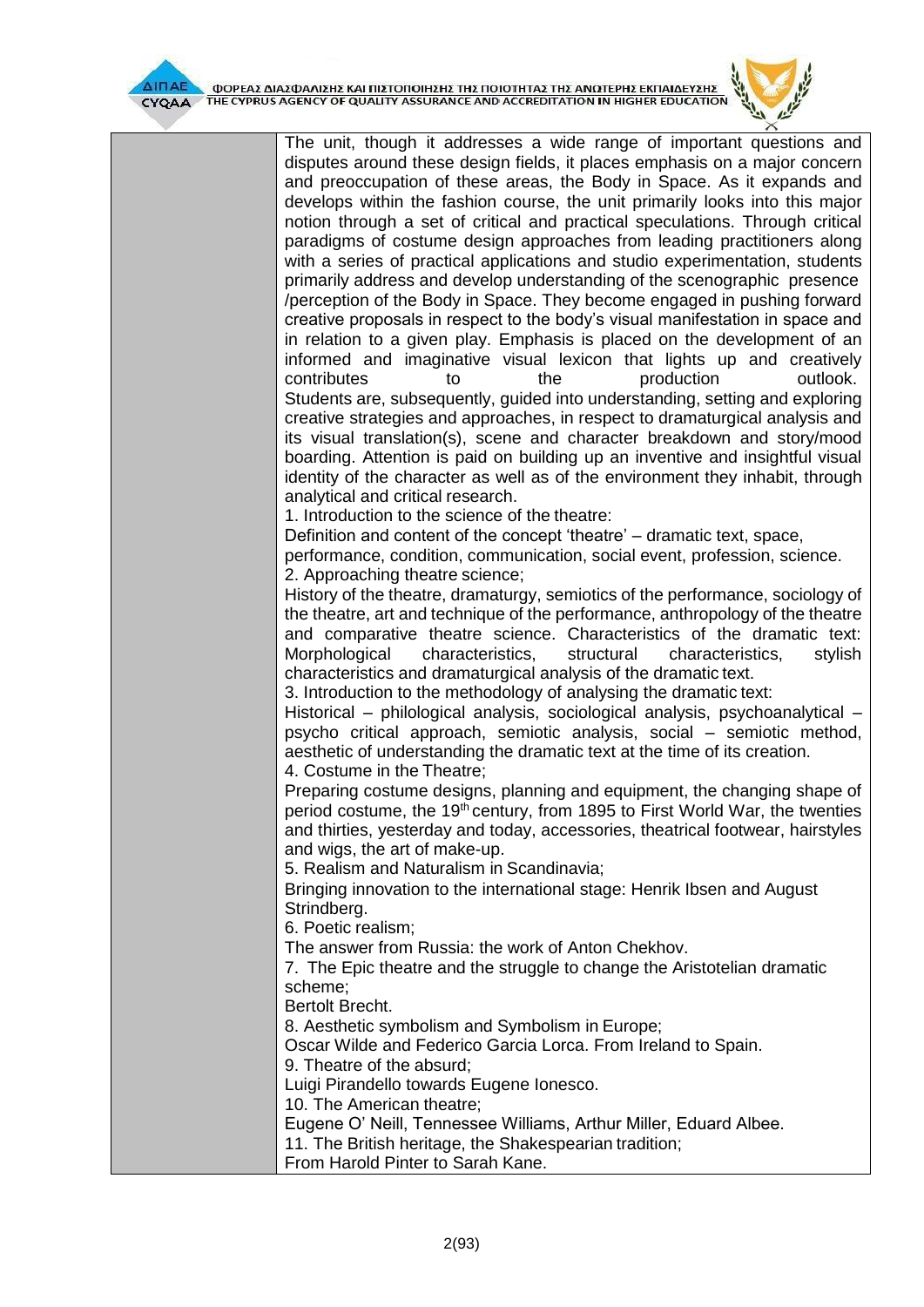| | |
|---|---|
| | The unit, though it addresses a wide range of important questions and disputes around these design fields, it places emphasis on a major concern and preoccupation of these areas, the Body in Space. As it expands and develops within the fashion course, the unit primarily looks into this major notion through a set of critical and practical speculations. Through critical paradigms of costume design approaches from leading practitioners along with a series of practical applications and studio experimentation, students primarily address and develop understanding of the scenographic presence /perception of the Body in Space. They become engaged in pushing forward creative proposals in respect to the body's visual manifestation in space and in relation to a given play. Emphasis is placed on the development of an informed and imaginative visual lexicon that lights up and creatively contributes to the production outlook.<br>Students are, subsequently, guided into understanding, setting and exploring creative strategies and approaches, in respect to dramaturgical analysis and its visual translation(s), scene and character breakdown and story/mood boarding. Attention is paid on building up an inventive and insightful visual identity of the character as well as of the environment they inhabit, through analytical and critical research.<br>1. Introduction to the science of the theatre:<br>Definition and content of the concept 'theatre' – dramatic text, space, performance, condition, communication, social event, profession, science.<br>2. Approaching theatre science;<br>History of the theatre, dramaturgy, semiotics of the performance, sociology of the theatre, art and technique of the performance, anthropology of the theatre and comparative theatre science. Characteristics of the dramatic text: Morphological characteristics, structural characteristics, stylish characteristics and dramaturgical analysis of the dramatic text.<br>3. Introduction to the methodology of analysing the dramatic text:<br>Historical – philological analysis, sociological analysis, psychoanalytical – psycho critical approach, semiotic analysis, social – semiotic method, aesthetic of understanding the dramatic text at the time of its creation.<br>4. Costume in the Theatre;<br>Preparing costume designs, planning and equipment, the changing shape of period costume, the 19th century, from 1895 to First World War, the twenties and thirties, yesterday and today, accessories, theatrical footwear, hairstyles and wigs, the art of make-up.<br>5. Realism and Naturalism in Scandinavia;<br>Bringing innovation to the international stage: Henrik Ibsen and August Strindberg.<br>6. Poetic realism;<br>The answer from Russia: the work of Anton Chekhov.<br>7. The Epic theatre and the struggle to change the Aristotelian dramatic scheme;<br>Bertolt Brecht.<br>8. Aesthetic symbolism and Symbolism in Europe;<br>Oscar Wilde and Federico Garcia Lorca. From Ireland to Spain.<br>9. Theatre of the absurd;<br>Luigi Pirandello towards Eugene Ionesco.<br>10. The American theatre;<br>Eugene O' Neill, Tennessee Williams, Arthur Miller, Eduard Albee.<br>11. The British heritage, the Shakespearian tradition;<br>From Harold Pinter to Sarah Kane. |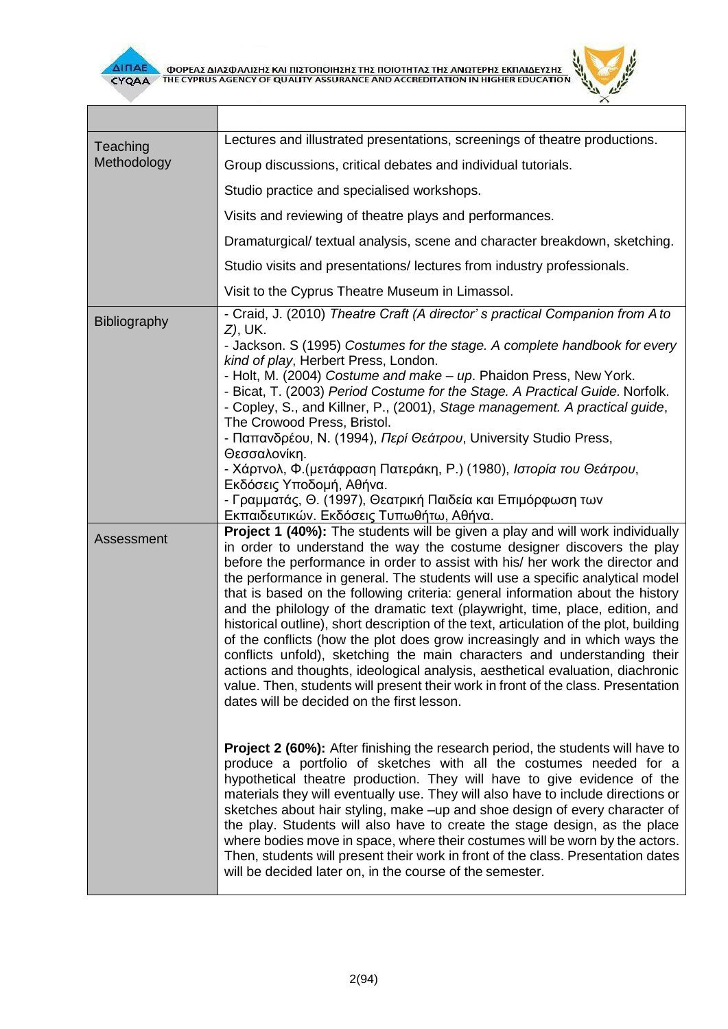| | |
|---|---|
| Teaching Methodology | Lectures and illustrated presentations, screenings of theatre productions.<br><br>Group discussions, critical debates and individual tutorials.<br><br>Studio practice and specialised workshops.<br><br>Visits and reviewing of theatre plays and performances.<br><br>Dramaturgical/ textual analysis, scene and character breakdown, sketching.<br><br>Studio visits and presentations/ lectures from industry professionals.<br><br>Visit to the Cyprus Theatre Museum in Limassol. |
| Bibliography | - Craid, J. (2010) *Theatre Craft (A director' s practical Companion from A to Z)*, UK.<br>- Jackson. S (1995) *Costumes for the stage. A complete handbook for every kind of play*, Herbert Press, London.<br>- Holt, M. (2004) *Costume and make – up*. Phaidon Press, New York.<br>- Bicat, T. (2003) *Period Costume for the Stage. A Practical Guide.* Norfolk.<br>- Copley, S., and Killner, P., (2001), *Stage management. A practical guide*, The Crowood Press, Bristol.<br>- Παπανδρέου, Ν. (1994), *Περί Θεάτρου*, University Studio Press, Θεσσαλονίκη.<br>- Χάρτνολ, Φ.(μετάφραση Πατεράκη, Ρ.) (1980), *Ιστορία του Θεάτρου*, Εκδόσεις Υποδομή, Αθήνα.<br>- Γραμματάς, Θ. (1997), Θεατρική Παιδεία και Επιμόρφωση των Εκπαιδευτικών. Εκδόσεις Τυπωθήτω, Αθήνα. |
| Assessment | **Project 1 (40%):** The students will be given a play and will work individually in order to understand the way the costume designer discovers the play before the performance in order to assist with his/ her work the director and the performance in general. The students will use a specific analytical model that is based on the following criteria: general information about the history and the philology of the dramatic text (playwright, time, place, edition, and historical outline), short description of the text, articulation of the plot, building of the conflicts (how the plot does grow increasingly and in which ways the conflicts unfold), sketching the main characters and understanding their actions and thoughts, ideological analysis, aesthetical evaluation, diachronic value. Then, students will present their work in front of the class. Presentation dates will be decided on the first lesson.<br><br>**Project 2 (60%):** After finishing the research period, the students will have to produce a portfolio of sketches with all the costumes needed for a hypothetical theatre production. They will have to give evidence of the materials they will eventually use. They will also have to include directions or sketches about hair styling, make –up and shoe design of every character of the play. Students will also have to create the stage design, as the place where bodies move in space, where their costumes will be worn by the actors. Then, students will present their work in front of the class. Presentation dates will be decided later on, in the course of the semester. |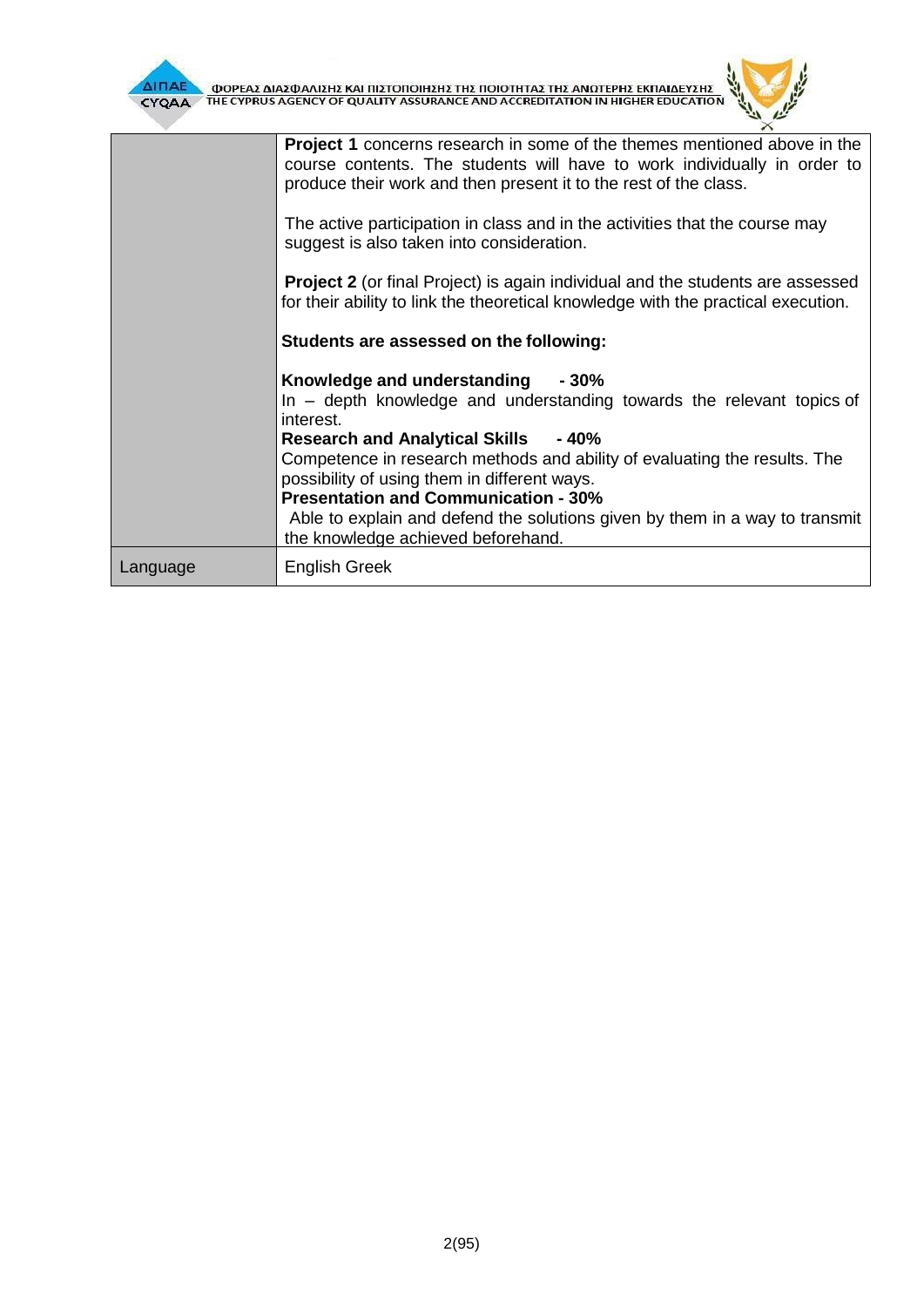| | |
|---|---|
| | **Project 1** concerns research in some of the themes mentioned above in the course contents. The students will have to work individually in order to produce their work and then present it to the rest of the class.<br><br>The active participation in class and in the activities that the course may suggest is also taken into consideration.<br><br>**Project 2** (or final Project) is again individual and the students are assessed for their ability to link the theoretical knowledge with the practical execution.<br><br>**Students are assessed on the following:**<br><br>**Knowledge and understanding - 30%**<br>In – depth knowledge and understanding towards the relevant topics of interest.<br>**Research and Analytical Skills - 40%**<br>Competence in research methods and ability of evaluating the results. The possibility of using them in different ways.<br>**Presentation and Communication - 30%**<br>Able to explain and defend the solutions given by them in a way to transmit the knowledge achieved beforehand. |
| Language | English Greek |